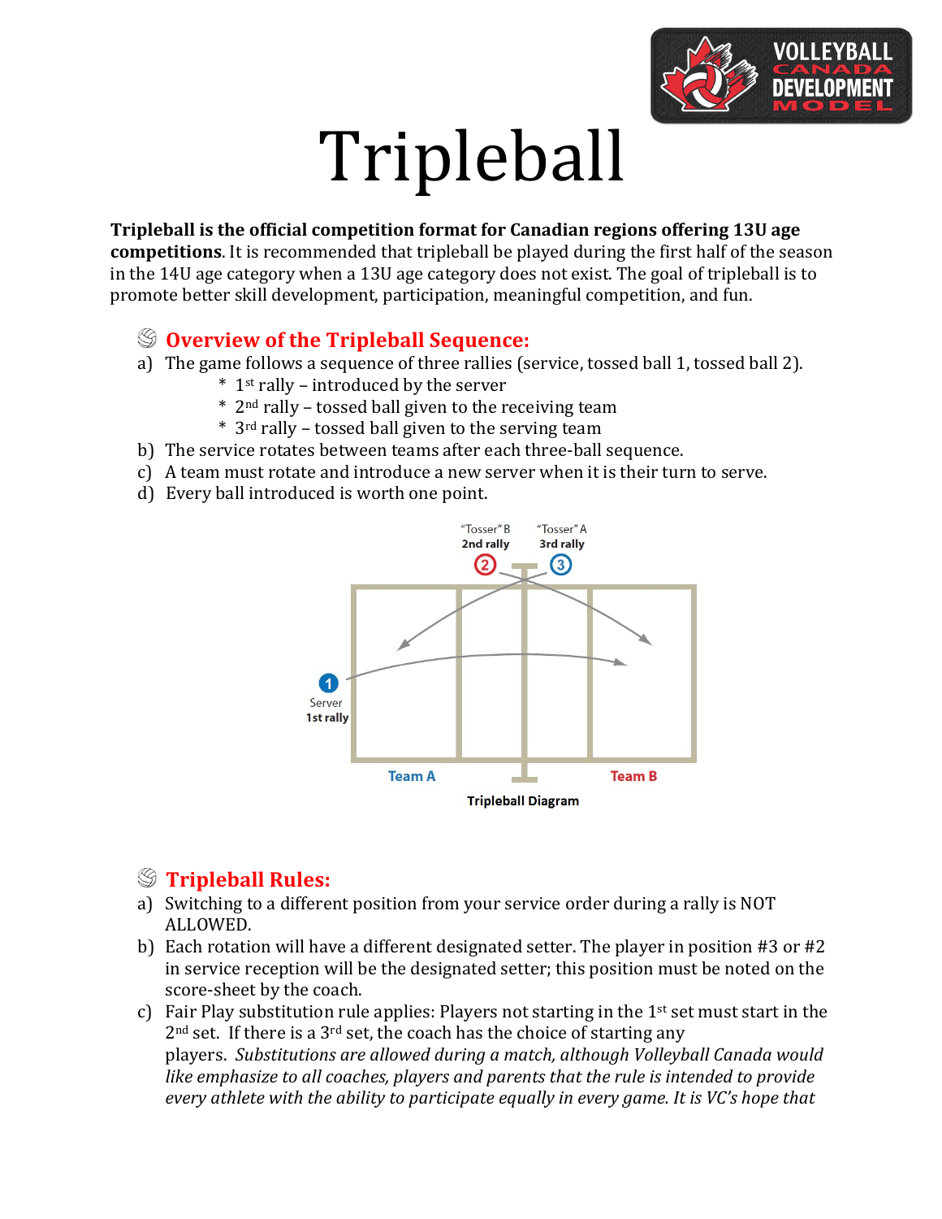# Tripleball

**Tripleball is the official competition format for Canadian regions offering 13U age competitions**. It is recommended that tripleball be played during the first half of the season in the 14U age category when a 13U age category does not exist. The goal of tripleball is to promote better skill development, participation, meaningful competition, and fun.

## Overview of the Tripleball Sequence:

a) The game follows a sequence of three rallies (service, tossed ball 1, tossed ball 2).
   * 1st rally – introduced by the server
   * 2nd rally – tossed ball given to the receiving team
   * 3rd rally – tossed ball given to the serving team

b) The service rotates between teams after each three-ball sequence.

c) A team must rotate and introduce a new server when it is their turn to serve.

d) Every ball introduced is worth one point.

"Tosser" B 2nd rally

"Tosser" A 3rd rally

Server 1st rally

Team A

Team B

Tripleball Diagram

## Tripleball Rules:

a) Switching to a different position from your service order during a rally is NOT ALLOWED.

b) Each rotation will have a different designated setter. The player in position #3 or #2 in service reception will be the designated setter; this position must be noted on the score-sheet by the coach.

c) Fair Play substitution rule applies: Players not starting in the 1st set must start in the 2nd set. If there is a 3rd set, the coach has the choice of starting any players. *Substitutions are allowed during a match, although Volleyball Canada would like emphasize to all coaches, players and parents that the rule is intended to provide every athlete with the ability to participate equally in every game. It is VC's hope that*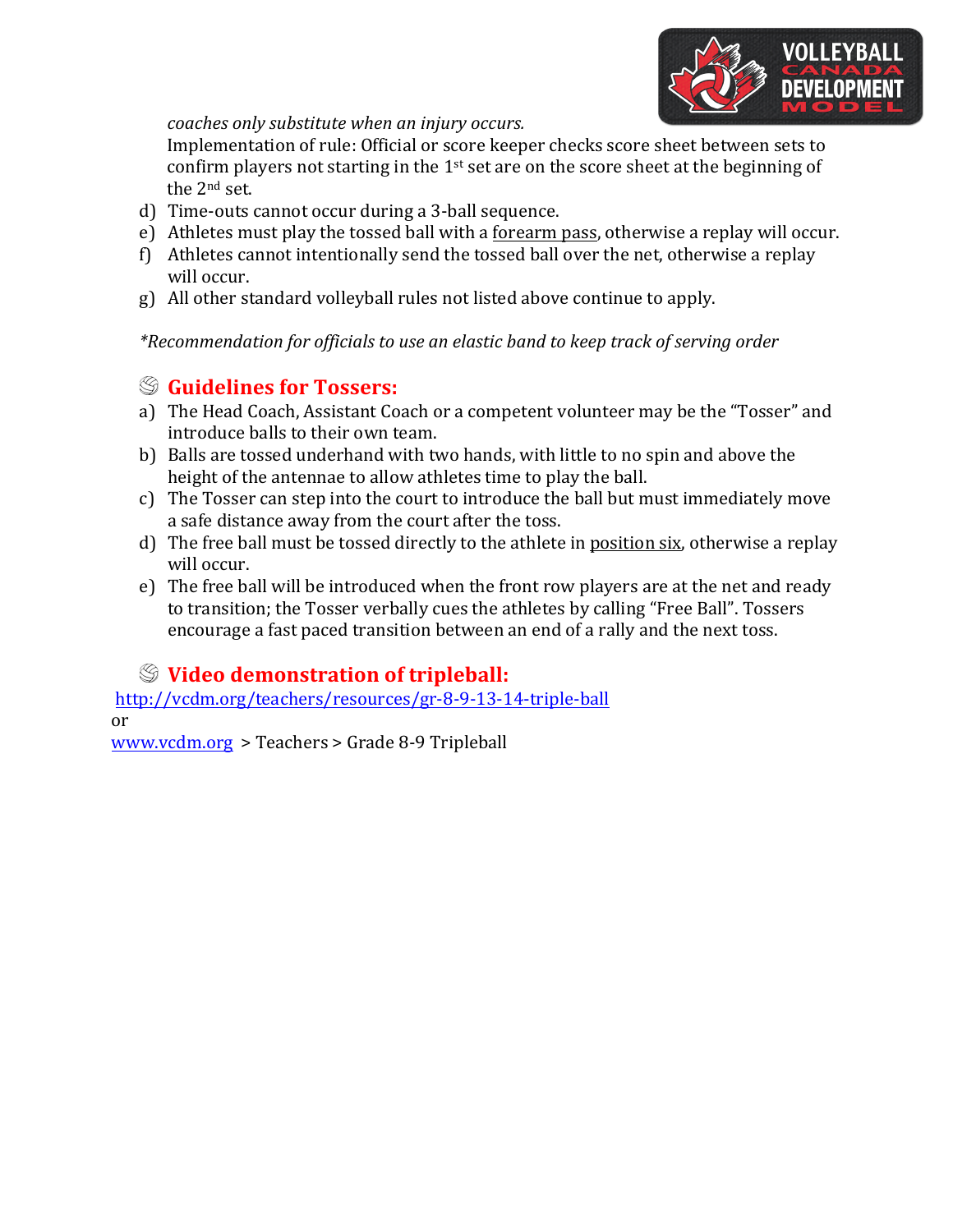*coaches only substitute when an injury occurs.*

Implementation of rule: Official or score keeper checks score sheet between sets to confirm players not starting in the 1st set are on the score sheet at the beginning of the 2nd set.

d) Time-outs cannot occur during a 3-ball sequence.
e) Athletes must play the tossed ball with a forearm pass, otherwise a replay will occur.
f) Athletes cannot intentionally send the tossed ball over the net, otherwise a replay will occur.
g) All other standard volleyball rules not listed above continue to apply.

*\*Recommendation for officials to use an elastic band to keep track of serving order*

## Guidelines for Tossers:

a) The Head Coach, Assistant Coach or a competent volunteer may be the "Tosser" and introduce balls to their own team.
b) Balls are tossed underhand with two hands, with little to no spin and above the height of the antennae to allow athletes time to play the ball.
c) The Tosser can step into the court to introduce the ball but must immediately move a safe distance away from the court after the toss.
d) The free ball must be tossed directly to the athlete in position six, otherwise a replay will occur.
e) The free ball will be introduced when the front row players are at the net and ready to transition; the Tosser verbally cues the athletes by calling "Free Ball". Tossers encourage a fast paced transition between an end of a rally and the next toss.

## Video demonstration of tripleball:

http://vcdm.org/teachers/resources/gr-8-9-13-14-triple-ball

or

www.vcdm.org > Teachers > Grade 8-9 Tripleball